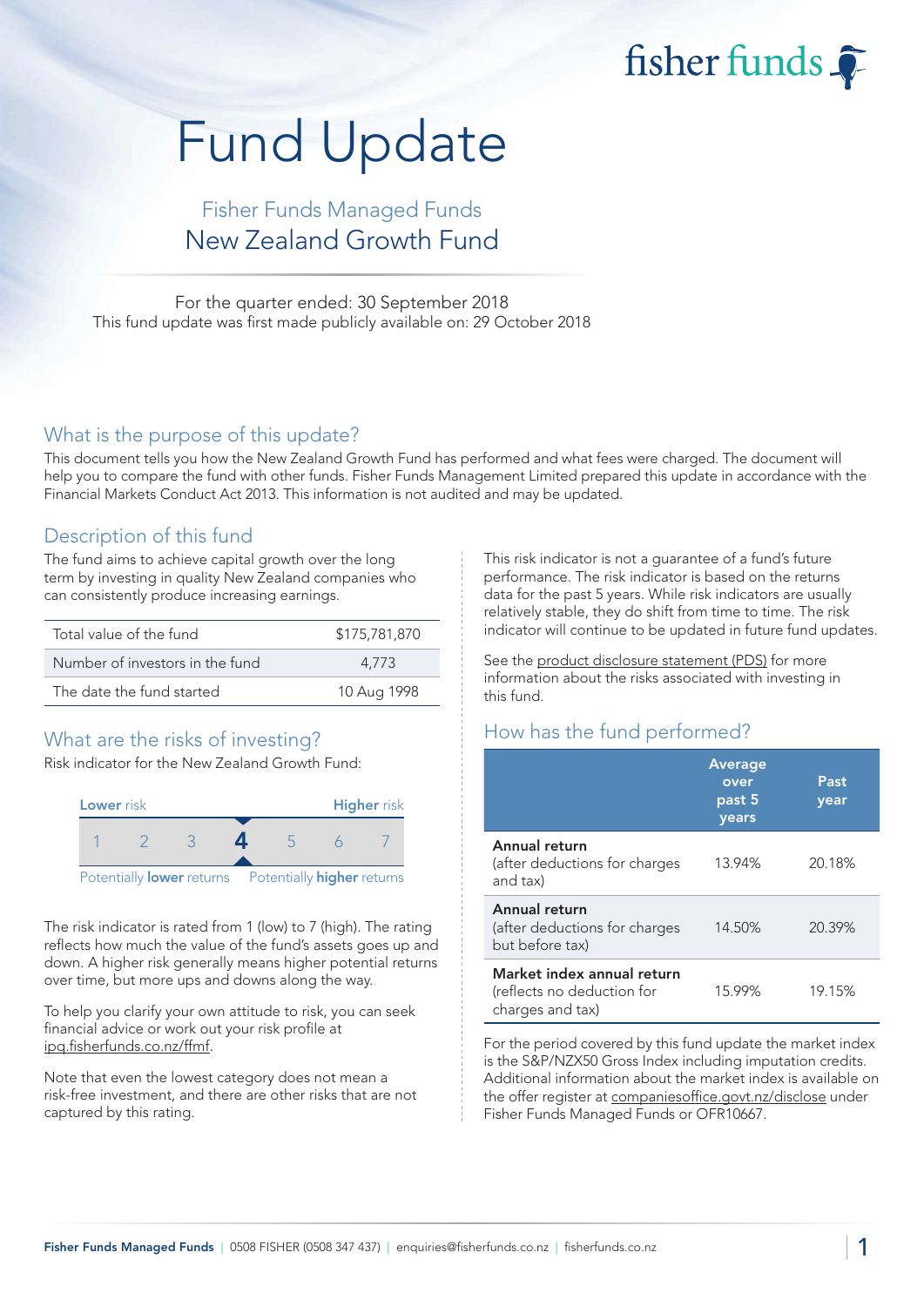fisher funds

# Fund Update

## Fisher Funds Managed Funds
## New Zealand Growth Fund

For the quarter ended: 30 September 2018
This fund update was first made publicly available on: 29 October 2018

## What is the purpose of this update?

This document tells you how the New Zealand Growth Fund has performed and what fees were charged. The document will help you to compare the fund with other funds. Fisher Funds Management Limited prepared this update in accordance with the Financial Markets Conduct Act 2013. This information is not audited and may be updated.

## Description of this fund

The fund aims to achieve capital growth over the long term by investing in quality New Zealand companies who can consistently produce increasing earnings.

| | |
|---|---|
| Total value of the fund | $175,781,870 |
| Number of investors in the fund | 4,773 |
| The date the fund started | 10 Aug 1998 |

## What are the risks of investing?

Risk indicator for the New Zealand Growth Fund:

Lower risk — Higher risk

1 2 3 **4** 5 6 7

Potentially **lower** returns — Potentially **higher** returns

The risk indicator is rated from 1 (low) to 7 (high). The rating reflects how much the value of the fund's assets goes up and down. A higher risk generally means higher potential returns over time, but more ups and downs along the way.

To help you clarify your own attitude to risk, you can seek financial advice or work out your risk profile at ipq.fisherfunds.co.nz/ffmf.

Note that even the lowest category does not mean a risk-free investment, and there are other risks that are not captured by this rating.

This risk indicator is not a guarantee of a fund's future performance. The risk indicator is based on the returns data for the past 5 years. While risk indicators are usually relatively stable, they do shift from time to time. The risk indicator will continue to be updated in future fund updates.

See the product disclosure statement (PDS) for more information about the risks associated with investing in this fund.

## How has the fund performed?

| | Average over past 5 years | Past year |
|---|---|---|
| **Annual return** (after deductions for charges and tax) | 13.94% | 20.18% |
| **Annual return** (after deductions for charges but before tax) | 14.50% | 20.39% |
| **Market index annual return** (reflects no deduction for charges and tax) | 15.99% | 19.15% |

For the period covered by this fund update the market index is the S&P/NZX50 Gross Index including imputation credits. Additional information about the market index is available on the offer register at companiesoffice.govt.nz/disclose under Fisher Funds Managed Funds or OFR10667.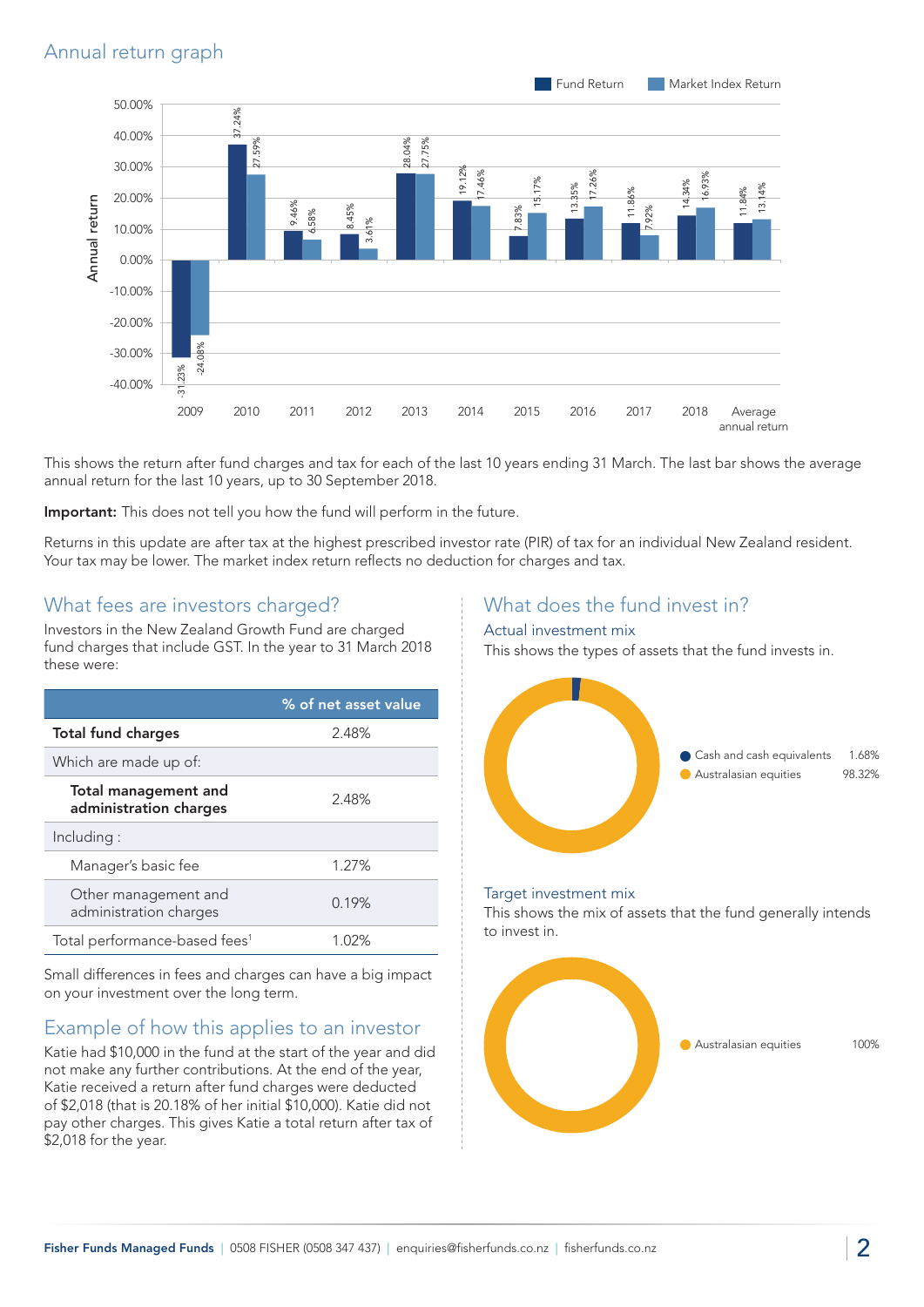## Annual return graph

| | Fund Return | Market Index Return |
|---|---|---|
| 2009 | -31.23% | -24.08% |
| 2010 | 37.24% | 27.59% |
| 2011 | 9.46% | 6.58% |
| 2012 | 8.45% | 3.61% |
| 2013 | 28.04% | 27.75% |
| 2014 | 19.12% | 17.46% |
| 2015 | 7.83% | 15.17% |
| 2016 | 13.35% | 17.26% |
| 2017 | 11.86% | 7.92% |
| 2018 | 14.34% | 16.93% |
| Average annual return | 11.84% | 13.14% |

This shows the return after fund charges and tax for each of the last 10 years ending 31 March. The last bar shows the average annual return for the last 10 years, up to 30 September 2018.

**Important:** This does not tell you how the fund will perform in the future.

Returns in this update are after tax at the highest prescribed investor rate (PIR) of tax for an individual New Zealand resident. Your tax may be lower. The market index return reflects no deduction for charges and tax.

## What fees are investors charged?

Investors in the New Zealand Growth Fund are charged fund charges that include GST. In the year to 31 March 2018 these were:

| | % of net asset value |
|---|---|
| **Total fund charges** | 2.48% |
| Which are made up of: | |
| **Total management and administration charges** | 2.48% |
| Including : | |
| Manager's basic fee | 1.27% |
| Other management and administration charges | 0.19% |
| Total performance-based fees[1] | 1.02% |

Small differences in fees and charges can have a big impact on your investment over the long term.

## Example of how this applies to an investor

Katie had $10,000 in the fund at the start of the year and did not make any further contributions. At the end of the year, Katie received a return after fund charges were deducted of $2,018 (that is 20.18% of her initial $10,000). Katie did not pay other charges. This gives Katie a total return after tax of $2,018 for the year.

## What does the fund invest in?

### Actual investment mix

This shows the types of assets that the fund invests in.

| Asset type | % |
|---|---|
| Cash and cash equivalents | 1.68% |
| Australasian equities | 98.32% |

### Target investment mix

This shows the mix of assets that the fund generally intends to invest in.

| Asset type | % |
|---|---|
| Australasian equities | 100% |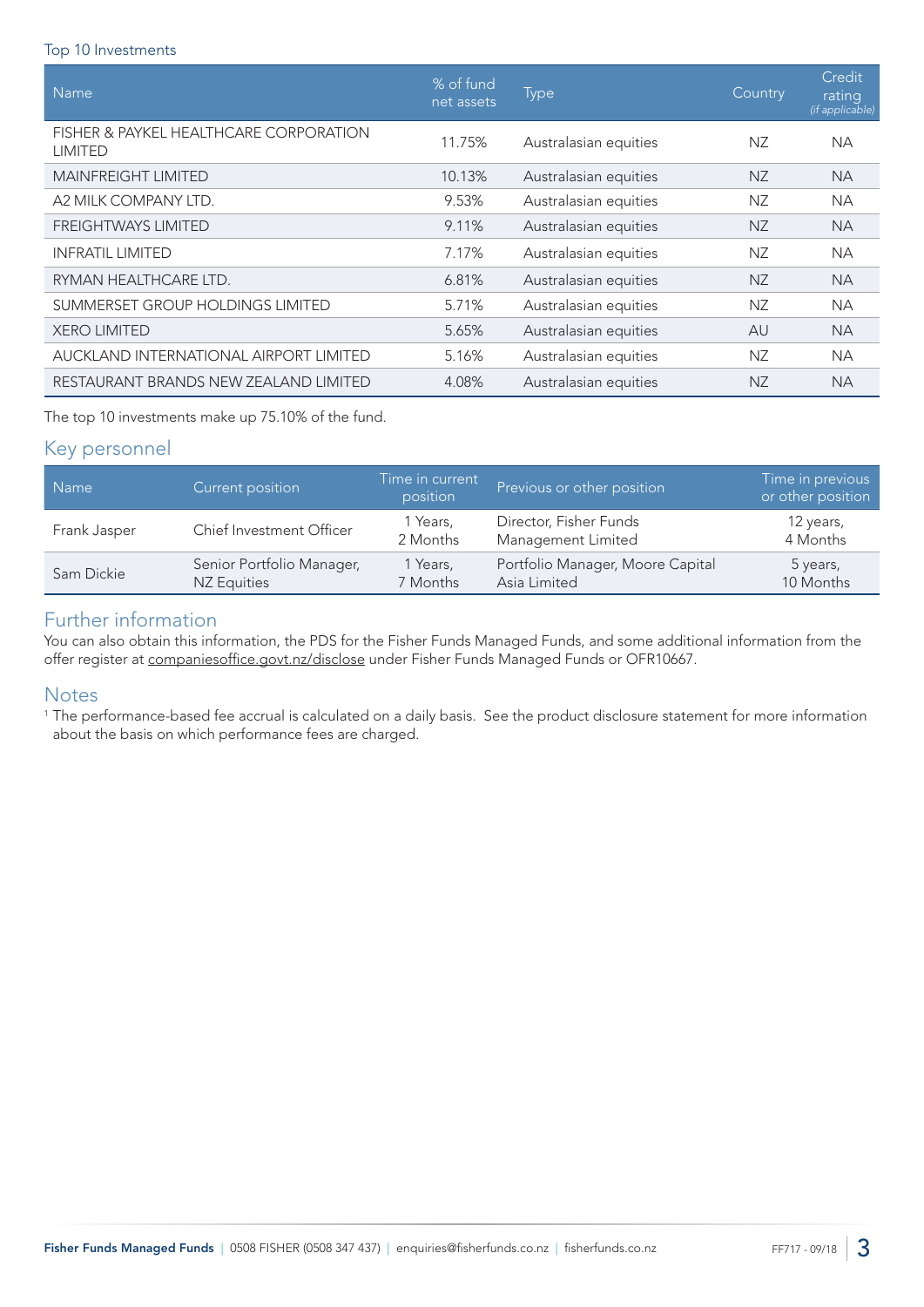Top 10 Investments

| Name | % of fund net assets | Type | Country | Credit rating *(if applicable)* |
|---|---|---|---|---|
| FISHER & PAYKEL HEALTHCARE CORPORATION LIMITED | 11.75% | Australasian equities | NZ | NA |
| MAINFREIGHT LIMITED | 10.13% | Australasian equities | NZ | NA |
| A2 MILK COMPANY LTD. | 9.53% | Australasian equities | NZ | NA |
| FREIGHTWAYS LIMITED | 9.11% | Australasian equities | NZ | NA |
| INFRATIL LIMITED | 7.17% | Australasian equities | NZ | NA |
| RYMAN HEALTHCARE LTD. | 6.81% | Australasian equities | NZ | NA |
| SUMMERSET GROUP HOLDINGS LIMITED | 5.71% | Australasian equities | NZ | NA |
| XERO LIMITED | 5.65% | Australasian equities | AU | NA |
| AUCKLAND INTERNATIONAL AIRPORT LIMITED | 5.16% | Australasian equities | NZ | NA |
| RESTAURANT BRANDS NEW ZEALAND LIMITED | 4.08% | Australasian equities | NZ | NA |

The top 10 investments make up 75.10% of the fund.

## Key personnel

| Name | Current position | Time in current position | Previous or other position | Time in previous or other position |
|---|---|---|---|---|
| Frank Jasper | Chief Investment Officer | 1 Years, 2 Months | Director, Fisher Funds Management Limited | 12 years, 4 Months |
| Sam Dickie | Senior Portfolio Manager, NZ Equities | 1 Years, 7 Months | Portfolio Manager, Moore Capital Asia Limited | 5 years, 10 Months |

## Further information

You can also obtain this information, the PDS for the Fisher Funds Managed Funds, and some additional information from the offer register at companiesoffice.govt.nz/disclose under Fisher Funds Managed Funds or OFR10667.

## Notes

[1] The performance-based fee accrual is calculated on a daily basis. See the product disclosure statement for more information about the basis on which performance fees are charged.